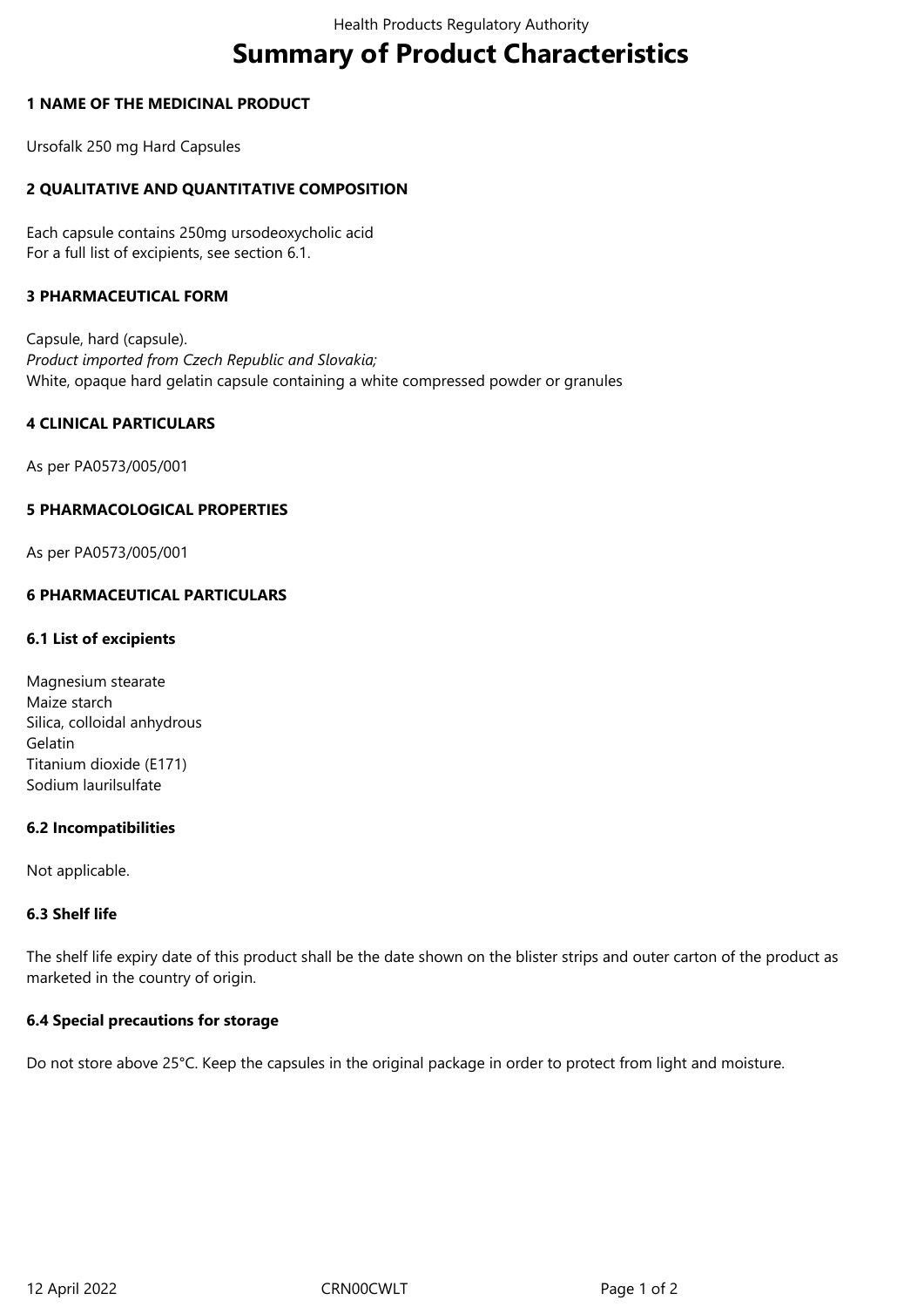# Summary of Product Characteristics

## 1 NAME OF THE MEDICINAL PRODUCT

Ursofalk 250 mg Hard Capsules

## 2 QUALITATIVE AND QUANTITATIVE COMPOSITION

Each capsule contains 250mg ursodeoxycholic acid
For a full list of excipients, see section 6.1.

## 3 PHARMACEUTICAL FORM

Capsule, hard (capsule).
*Product imported from Czech Republic and Slovakia;*
White, opaque hard gelatin capsule containing a white compressed powder or granules

## 4 CLINICAL PARTICULARS

As per PA0573/005/001

## 5 PHARMACOLOGICAL PROPERTIES

As per PA0573/005/001

## 6 PHARMACEUTICAL PARTICULARS

### 6.1 List of excipients

Magnesium stearate
Maize starch
Silica, colloidal anhydrous
Gelatin
Titanium dioxide (E171)
Sodium laurilsulfate

### 6.2 Incompatibilities

Not applicable.

### 6.3 Shelf life

The shelf life expiry date of this product shall be the date shown on the blister strips and outer carton of the product as marketed in the country of origin.

### 6.4 Special precautions for storage

Do not store above 25°C. Keep the capsules in the original package in order to protect from light and moisture.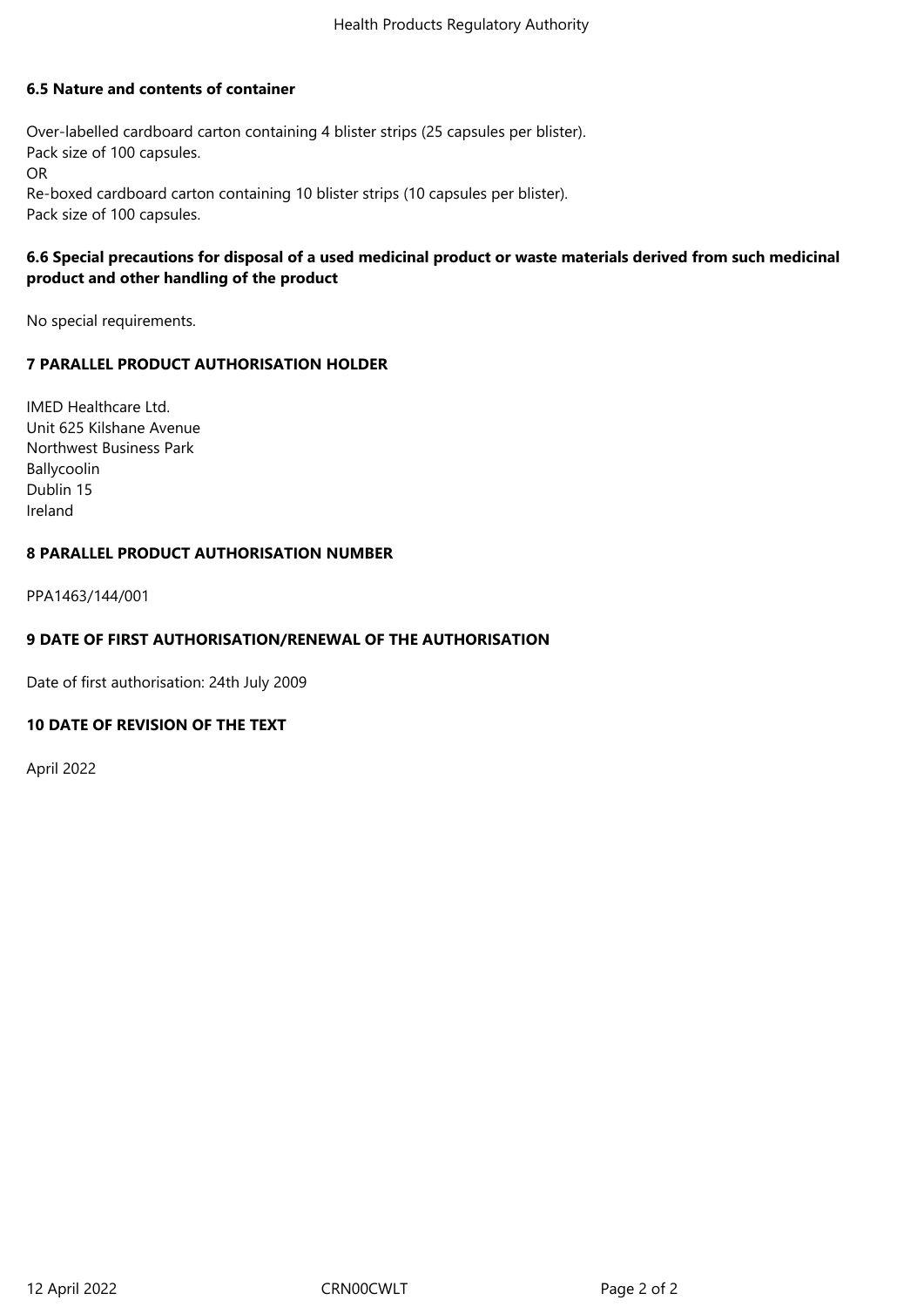### 6.5 Nature and contents of container

Over-labelled cardboard carton containing 4 blister strips (25 capsules per blister).
Pack size of 100 capsules.
OR
Re-boxed cardboard carton containing 10 blister strips (10 capsules per blister).
Pack size of 100 capsules.

### 6.6 Special precautions for disposal of a used medicinal product or waste materials derived from such medicinal product and other handling of the product

No special requirements.

## 7 PARALLEL PRODUCT AUTHORISATION HOLDER

IMED Healthcare Ltd.
Unit 625 Kilshane Avenue
Northwest Business Park
Ballycoolin
Dublin 15
Ireland

## 8 PARALLEL PRODUCT AUTHORISATION NUMBER

PPA1463/144/001

## 9 DATE OF FIRST AUTHORISATION/RENEWAL OF THE AUTHORISATION

Date of first authorisation: 24th July 2009

## 10 DATE OF REVISION OF THE TEXT

April 2022